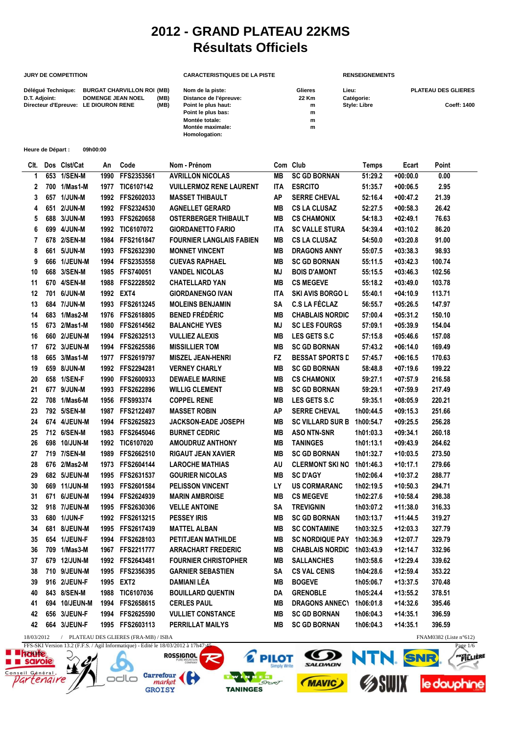# 2012 - GRAND PLATEAU 22KMS
## Résultats Officiels

**JURY DE COMPETITION**

| | | |
|---|---|---|
| Délégué Technique: | BURGAT CHARVILLON ROI | (MB) |
| D.T. Adjoint: | DOMENGE JEAN NOEL | (MB) |
| Directeur d'Epreuve: | LE DIOURON RENE | (MB) |

**CARACTERISTIQUES DE LA PISTE**

| | |
|---|---|
| Nom de la piste: | Glieres |
| Distance de l'épreuve: | 22 Km |
| Point le plus haut: | m |
| Point le plus bas: | m |
| Montée totale: | m |
| Montée maximale: | m |
| Homologation: | |

**RENSEIGNEMENTS**

| | |
|---|---|
| Lieu: | PLATEAU DES GLIERES |
| Catégorie: | |
| Style: Libre | Coeff: 1400 |

**Heure de Départ :** 09h00:00

| Clt. | Dos | Clst/Cat | An | Code | Nom - Prénom | Com | Club | Temps | Ecart | Point |
|---|---|---|---|---|---|---|---|---|---|---|
| 1 | 653 | 1/SEN-M | 1990 | FFS2353561 | AVRILLON NICOLAS | MB | SC GD BORNAN | 51:29.2 | +00:00.0 | 0.00 |
| 2 | 700 | 1/Mas1-M | 1977 | TIC6107142 | VUILLERMOZ RENE LAURENT | ITA | ESRCITO | 51:35.7 | +00:06.5 | 2.95 |
| 3 | 657 | 1/JUN-M | 1992 | FFS2602033 | MASSET THIBAULT | AP | SERRE CHEVAL | 52:16.4 | +00:47.2 | 21.39 |
| 4 | 651 | 2/JUN-M | 1992 | FFS2324530 | AGNELLET GERARD | MB | CS LA CLUSAZ | 52:27.5 | +00:58.3 | 26.42 |
| 5 | 688 | 3/JUN-M | 1993 | FFS2620658 | OSTERBERGER THIBAULT | MB | CS CHAMONIX | 54:18.3 | +02:49.1 | 76.63 |
| 6 | 699 | 4/JUN-M | 1992 | TIC6107072 | GIORDANETTO FARIO | ITA | SC VALLE STURA | 54:39.4 | +03:10.2 | 86.20 |
| 7 | 678 | 2/SEN-M | 1984 | FFS2161847 | FOURNIER LANGLAIS FABIEN | MB | CS LA CLUSAZ | 54:50.0 | +03:20.8 | 91.00 |
| 8 | 661 | 5/JUN-M | 1993 | FFS2632390 | MONNET VINCENT | MB | DRAGONS ANNY | 55:07.5 | +03:38.3 | 98.93 |
| 9 | 666 | 1/JEUN-M | 1994 | FFS2353558 | CUEVAS RAPHAEL | MB | SC GD BORNAN | 55:11.5 | +03:42.3 | 100.74 |
| 10 | 668 | 3/SEN-M | 1985 | FFS740051 | VANDEL NICOLAS | MJ | BOIS D'AMONT | 55:15.5 | +03:46.3 | 102.56 |
| 11 | 670 | 4/SEN-M | 1988 | FFS2228502 | CHATELLARD YAN | MB | CS MEGEVE | 55:18.2 | +03:49.0 | 103.78 |
| 12 | 701 | 6/JUN-M | 1992 | EXT4 | GIORDANENGO IVAN | ITA | SKI AVIS BORGO L | 55:40.1 | +04:10.9 | 113.71 |
| 13 | 684 | 7/JUN-M | 1993 | FFS2613245 | MOLEINS BENJAMIN | SA | C.S LA FÉCLAZ | 56:55.7 | +05:26.5 | 147.97 |
| 14 | 683 | 1/Mas2-M | 1976 | FFS2618805 | BENED FRÉDÉRIC | MB | CHABLAIS NORDIC | 57:00.4 | +05:31.2 | 150.10 |
| 15 | 673 | 2/Mas1-M | 1980 | FFS2614562 | BALANCHE YVES | MJ | SC LES FOURGS | 57:09.1 | +05:39.9 | 154.04 |
| 16 | 660 | 2/JEUN-M | 1994 | FFS2632513 | VULLIEZ ALEXIS | MB | LES GETS S.C | 57:15.8 | +05:46.6 | 157.08 |
| 17 | 672 | 3/JEUN-M | 1994 | FFS2625586 | MISSILLIER TOM | MB | SC GD BORNAN | 57:43.2 | +06:14.0 | 169.49 |
| 18 | 665 | 3/Mas1-M | 1977 | FFS2619797 | MISZEL JEAN-HENRI | FZ | BESSAT SPORTS D | 57:45.7 | +06:16.5 | 170.63 |
| 19 | 659 | 8/JUN-M | 1992 | FFS2294281 | VERNEY CHARLY | MB | SC GD BORNAN | 58:48.8 | +07:19.6 | 199.22 |
| 20 | 658 | 1/SEN-F | 1990 | FFS2600933 | DEWAELE MARINE | MB | CS CHAMONIX | 59:27.1 | +07:57.9 | 216.58 |
| 21 | 677 | 9/JUN-M | 1993 | FFS2622896 | WILLIG CLEMENT | MB | SC GD BORNAN | 59:29.1 | +07:59.9 | 217.49 |
| 22 | 708 | 1/Mas6-M | 1956 | FFS993374 | COPPEL RENE | MB | LES GETS S.C | 59:35.1 | +08:05.9 | 220.21 |
| 23 | 792 | 5/SEN-M | 1987 | FFS2122497 | MASSET ROBIN | AP | SERRE CHEVAL | 1h00:44.5 | +09:15.3 | 251.66 |
| 24 | 674 | 4/JEUN-M | 1994 | FFS2625823 | JACKSON-EADE JOSEPH | MB | SC VILLARD SUR B | 1h00:54.7 | +09:25.5 | 256.28 |
| 25 | 712 | 6/SEN-M | 1983 | FFS2645046 | BURNET CEDRIC | MB | ASO NTN-SNR | 1h01:03.3 | +09:34.1 | 260.18 |
| 26 | 698 | 10/JUN-M | 1992 | TIC6107020 | AMOUDRUZ ANTHONY | MB | TANINGES | 1h01:13.1 | +09:43.9 | 264.62 |
| 27 | 719 | 7/SEN-M | 1989 | FFS2662510 | RIGAUT JEAN XAVIER | MB | SC GD BORNAN | 1h01:32.7 | +10:03.5 | 273.50 |
| 28 | 676 | 2/Mas2-M | 1973 | FFS2604144 | LAROCHE MATHIAS | AU | CLERMONT SKI NO | 1h01:46.3 | +10:17.1 | 279.66 |
| 29 | 682 | 5/JEUN-M | 1995 | FFS2631537 | GOURIER NICOLAS | MB | SC D'AGY | 1h02:06.4 | +10:37.2 | 288.77 |
| 30 | 669 | 11/JUN-M | 1993 | FFS2601584 | PELISSON VINCENT | LY | US CORMARANC | 1h02:19.5 | +10:50.3 | 294.71 |
| 31 | 671 | 6/JEUN-M | 1994 | FFS2624939 | MARIN AMBROISE | MB | CS MEGEVE | 1h02:27.6 | +10:58.4 | 298.38 |
| 32 | 918 | 7/JEUN-M | 1995 | FFS2630306 | VELLE ANTOINE | SA | TREVIGNIN | 1h03:07.2 | +11:38.0 | 316.33 |
| 33 | 680 | 1/JUN-F | 1992 | FFS2613215 | PESSEY IRIS | MB | SC GD BORNAN | 1h03:13.7 | +11:44.5 | 319.27 |
| 34 | 681 | 8/JEUN-M | 1995 | FFS2617439 | MATTEL ALBAN | MB | SC CONTAMINE | 1h03:32.5 | +12:03.3 | 327.79 |
| 35 | 654 | 1/JEUN-F | 1994 | FFS2628103 | PETITJEAN MATHILDE | MB | SC NORDIQUE PAY | 1h03:36.9 | +12:07.7 | 329.79 |
| 36 | 709 | 1/Mas3-M | 1967 | FFS2211777 | ARRACHART FREDERIC | MB | CHABLAIS NORDIC | 1h03:43.9 | +12:14.7 | 332.96 |
| 37 | 679 | 12/JUN-M | 1992 | FFS2643481 | FOURNIER CHRISTOPHER | MB | SALLANCHES | 1h03:58.6 | +12:29.4 | 339.62 |
| 38 | 710 | 9/JEUN-M | 1995 | FFS2356395 | GARNIER SEBASTIEN | SA | CS VAL CENIS | 1h04:28.6 | +12:59.4 | 353.22 |
| 39 | 916 | 2/JEUN-F | 1995 | EXT2 | DAMIANI LÉA | MB | BOGEVE | 1h05:06.7 | +13:37.5 | 370.48 |
| 40 | 843 | 8/SEN-M | 1988 | TIC6107036 | BOUILLAUD QUENTIN | DA | GRENOBLE | 1h05:24.4 | +13:55.2 | 378.51 |
| 41 | 694 | 10/JEUN-M | 1994 | FFS2658615 | CERLES PAUL | MB | DRAGONS ANNECY | 1h06:01.8 | +14:32.6 | 395.46 |
| 42 | 656 | 3/JEUN-F | 1994 | FFS2625590 | VULLIET CONSTANCE | MB | SC GD BORNAN | 1h06:04.3 | +14:35.1 | 396.59 |
| 42 | 664 | 3/JEUN-F | 1995 | FFS2603113 | PERRILLAT MAILYS | MB | SC GD BORNAN | 1h06:04.3 | +14:35.1 | 396.59 |

18/03/2012 / PLATEAU DES GLIERES (FRA-MB) / ISBA — FNAM0382 (Liste n°612)

FFS-SKI Version 13.2 (F.F.S. / Agil Informatique) - Edité le 18/03/2012 à 17h47:45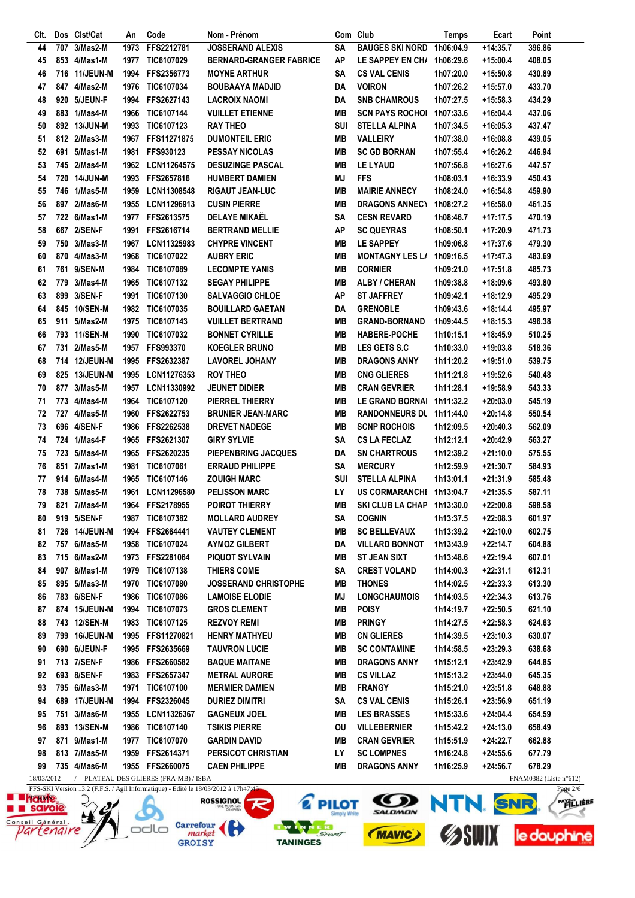| Clt. | Dos | Clst/Cat | An | Code | Nom - Prénom | Com | Club | Temps | Ecart | Point |
|---|---|---|---|---|---|---|---|---|---|---|
| 44 | 707 | 3/Mas2-M | 1973 | FFS2212781 | JOSSERAND ALEXIS | SA | BAUGES SKI NORD | 1h06:04.9 | +14:35.7 | 396.86 |
| 45 | 853 | 4/Mas1-M | 1977 | TIC6107029 | BERNARD-GRANGER FABRICE | AP | LE SAPPEY EN CH/ | 1h06:29.6 | +15:00.4 | 408.05 |
| 46 | 716 | 11/JEUN-M | 1994 | FFS2356773 | MOYNE ARTHUR | SA | CS VAL CENIS | 1h07:20.0 | +15:50.8 | 430.89 |
| 47 | 847 | 4/Mas2-M | 1976 | TIC6107034 | BOUBAAYA MADJID | DA | VOIRON | 1h07:26.2 | +15:57.0 | 433.70 |
| 48 | 920 | 5/JEUN-F | 1994 | FFS2627143 | LACROIX NAOMI | DA | SNB CHAMROUS | 1h07:27.5 | +15:58.3 | 434.29 |
| 49 | 883 | 1/Mas4-M | 1966 | TIC6107144 | VUILLET ETIENNE | MB | SCN PAYS ROCHOI | 1h07:33.6 | +16:04.4 | 437.06 |
| 50 | 892 | 13/JUN-M | 1993 | TIC6107123 | RAY THEO | SUI | STELLA ALPINA | 1h07:34.5 | +16:05.3 | 437.47 |
| 51 | 812 | 2/Mas3-M | 1967 | FFS11271875 | DUMONTEIL ERIC | MB | VALLEIRY | 1h07:38.0 | +16:08.8 | 439.05 |
| 52 | 691 | 5/Mas1-M | 1981 | FFS930123 | PESSAY NICOLAS | MB | SC GD BORNAN | 1h07:55.4 | +16:26.2 | 446.94 |
| 53 | 745 | 2/Mas4-M | 1962 | LCN11264575 | DESUZINGE PASCAL | MB | LE LYAUD | 1h07:56.8 | +16:27.6 | 447.57 |
| 54 | 720 | 14/JUN-M | 1993 | FFS2657816 | HUMBERT DAMIEN | MJ | FFS | 1h08:03.1 | +16:33.9 | 450.43 |
| 55 | 746 | 1/Mas5-M | 1959 | LCN11308548 | RIGAUT JEAN-LUC | MB | MAIRIE ANNECY | 1h08:24.0 | +16:54.8 | 459.90 |
| 56 | 897 | 2/Mas6-M | 1955 | LCN11296913 | CUSIN PIERRE | MB | DRAGONS ANNEC\ | 1h08:27.2 | +16:58.0 | 461.35 |
| 57 | 722 | 6/Mas1-M | 1977 | FFS2613575 | DELAYE MIKAËL | SA | CESN REVARD | 1h08:46.7 | +17:17.5 | 470.19 |
| 58 | 667 | 2/SEN-F | 1991 | FFS2616714 | BERTRAND MELLIE | AP | SC QUEYRAS | 1h08:50.1 | +17:20.9 | 471.73 |
| 59 | 750 | 3/Mas3-M | 1967 | LCN11325983 | CHYPRE VINCENT | MB | LE SAPPEY | 1h09:06.8 | +17:37.6 | 479.30 |
| 60 | 870 | 4/Mas3-M | 1968 | TIC6107022 | AUBRY ERIC | MB | MONTAGNY LES L/ | 1h09:16.5 | +17:47.3 | 483.69 |
| 61 | 761 | 9/SEN-M | 1984 | TIC6107089 | LECOMPTE YANIS | MB | CORNIER | 1h09:21.0 | +17:51.8 | 485.73 |
| 62 | 779 | 3/Mas4-M | 1965 | TIC6107132 | SEGAY PHILIPPE | MB | ALBY / CHERAN | 1h09:38.8 | +18:09.6 | 493.80 |
| 63 | 899 | 3/SEN-F | 1991 | TIC6107130 | SALVAGGIO CHLOE | AP | ST JAFFREY | 1h09:42.1 | +18:12.9 | 495.29 |
| 64 | 845 | 10/SEN-M | 1982 | TIC6107035 | BOUILLARD GAETAN | DA | GRENOBLE | 1h09:43.6 | +18:14.4 | 495.97 |
| 65 | 911 | 5/Mas2-M | 1975 | TIC6107143 | VUILLET BERTRAND | MB | GRAND-BORNAND | 1h09:44.5 | +18:15.3 | 496.38 |
| 66 | 793 | 11/SEN-M | 1990 | TIC6107032 | BONNET CYRILLE | MB | HABERE-POCHE | 1h10:15.1 | +18:45.9 | 510.25 |
| 67 | 731 | 2/Mas5-M | 1957 | FFS993370 | KOEGLER BRUNO | MB | LES GETS S.C | 1h10:33.0 | +19:03.8 | 518.36 |
| 68 | 714 | 12/JEUN-M | 1995 | FFS2632387 | LAVOREL JOHANY | MB | DRAGONS ANNY | 1h11:20.2 | +19:51.0 | 539.75 |
| 69 | 825 | 13/JEUN-M | 1995 | LCN11276353 | ROY THEO | MB | CNG GLIERES | 1h11:21.8 | +19:52.6 | 540.48 |
| 70 | 877 | 3/Mas5-M | 1957 | LCN11330992 | JEUNET DIDIER | MB | CRAN GEVRIER | 1h11:28.1 | +19:58.9 | 543.33 |
| 71 | 773 | 4/Mas4-M | 1964 | TIC6107120 | PIERREL THIERRY | MB | LE GRAND BORNAI | 1h11:32.2 | +20:03.0 | 545.19 |
| 72 | 727 | 4/Mas5-M | 1960 | FFS2622753 | BRUNIER JEAN-MARC | MB | RANDONNEURS DL | 1h11:44.0 | +20:14.8 | 550.54 |
| 73 | 696 | 4/SEN-F | 1986 | FFS2262538 | DREVET NADEGE | MB | SCNP ROCHOIS | 1h12:09.5 | +20:40.3 | 562.09 |
| 74 | 724 | 1/Mas4-F | 1965 | FFS2621307 | GIRY SYLVIE | SA | CS LA FECLAZ | 1h12:12.1 | +20:42.9 | 563.27 |
| 75 | 723 | 5/Mas4-M | 1965 | FFS2620235 | PIEPENBRING JACQUES | DA | SN CHARTROUS | 1h12:39.2 | +21:10.0 | 575.55 |
| 76 | 851 | 7/Mas1-M | 1981 | TIC6107061 | ERRAUD PHILIPPE | SA | MERCURY | 1h12:59.9 | +21:30.7 | 584.93 |
| 77 | 914 | 6/Mas4-M | 1965 | TIC6107146 | ZOUIGH MARC | SUI | STELLA ALPINA | 1h13:01.1 | +21:31.9 | 585.48 |
| 78 | 738 | 5/Mas5-M | 1961 | LCN11296580 | PELISSON MARC | LY | US CORMARANCHI | 1h13:04.7 | +21:35.5 | 587.11 |
| 79 | 821 | 7/Mas4-M | 1964 | FFS2178955 | POIROT THIERRY | MB | SKI CLUB LA CHAP | 1h13:30.0 | +22:00.8 | 598.58 |
| 80 | 919 | 5/SEN-F | 1987 | TIC6107382 | MOLLARD AUDREY | SA | COGNIN | 1h13:37.5 | +22:08.3 | 601.97 |
| 81 | 726 | 14/JEUN-M | 1994 | FFS2664441 | VAUTEY CLEMENT | MB | SC BELLEVAUX | 1h13:39.2 | +22:10.0 | 602.75 |
| 82 | 757 | 6/Mas5-M | 1958 | TIC6107024 | AYMOZ GILBERT | DA | VILLARD BONNOT | 1h13:43.9 | +22:14.7 | 604.88 |
| 83 | 715 | 6/Mas2-M | 1973 | FFS2281064 | PIQUOT SYLVAIN | MB | ST JEAN SIXT | 1h13:48.6 | +22:19.4 | 607.01 |
| 84 | 907 | 8/Mas1-M | 1979 | TIC6107138 | THIERS COME | SA | CREST VOLAND | 1h14:00.3 | +22:31.1 | 612.31 |
| 85 | 895 | 5/Mas3-M | 1970 | TIC6107080 | JOSSERAND CHRISTOPHE | MB | THONES | 1h14:02.5 | +22:33.3 | 613.30 |
| 86 | 783 | 6/SEN-F | 1986 | TIC6107086 | LAMOISE ELODIE | MJ | LONGCHAUMOIS | 1h14:03.5 | +22:34.3 | 613.76 |
| 87 | 874 | 15/JEUN-M | 1994 | TIC6107073 | GROS CLEMENT | MB | POISY | 1h14:19.7 | +22:50.5 | 621.10 |
| 88 | 743 | 12/SEN-M | 1983 | TIC6107125 | REZVOY REMI | MB | PRINGY | 1h14:27.5 | +22:58.3 | 624.63 |
| 89 | 799 | 16/JEUN-M | 1995 | FFS11270821 | HENRY MATHYEU | MB | CN GLIERES | 1h14:39.5 | +23:10.3 | 630.07 |
| 90 | 690 | 6/JEUN-F | 1995 | FFS2635669 | TAUVRON LUCIE | MB | SC CONTAMINE | 1h14:58.5 | +23:29.3 | 638.68 |
| 91 | 713 | 7/SEN-F | 1986 | FFS2660582 | BAQUE MAITANE | MB | DRAGONS ANNY | 1h15:12.1 | +23:42.9 | 644.85 |
| 92 | 693 | 8/SEN-F | 1983 | FFS2657347 | METRAL AURORE | MB | CS VILLAZ | 1h15:13.2 | +23:44.0 | 645.35 |
| 93 | 795 | 6/Mas3-M | 1971 | TIC6107100 | MERMIER DAMIEN | MB | FRANGY | 1h15:21.0 | +23:51.8 | 648.88 |
| 94 | 689 | 17/JEUN-M | 1994 | FFS2326045 | DURIEZ DIMITRI | SA | CS VAL CENIS | 1h15:26.1 | +23:56.9 | 651.19 |
| 95 | 751 | 3/Mas6-M | 1955 | LCN11326367 | GAGNEUX JOEL | MB | LES BRASSES | 1h15:33.6 | +24:04.4 | 654.59 |
| 96 | 893 | 13/SEN-M | 1986 | TIC6107140 | TSIKIS PIERRE | OU | VILLEBERNIER | 1h15:42.2 | +24:13.0 | 658.49 |
| 97 | 871 | 9/Mas1-M | 1977 | TIC6107070 | GARDIN DAVID | MB | CRAN GEVRIER | 1h15:51.9 | +24:22.7 | 662.88 |
| 98 | 813 | 7/Mas5-M | 1959 | FFS2614371 | PERSICOT CHRISTIAN | LY | SC LOMPNES | 1h16:24.8 | +24:55.6 | 677.79 |
| 99 | 735 | 4/Mas6-M | 1955 | FFS2660075 | CAEN PHILIPPE | MB | DRAGONS ANNY | 1h16:25.9 | +24:56.7 | 678.29 |

18/03/2012 / PLATEAU DES GLIERES (FRA-MB) / ISBA — FNAM0382 (Liste n°612)

FFS-SKI Version 13.2 (F.F.S. / Agil Informatique) - Edité le 18/03/2012 à 17h47:45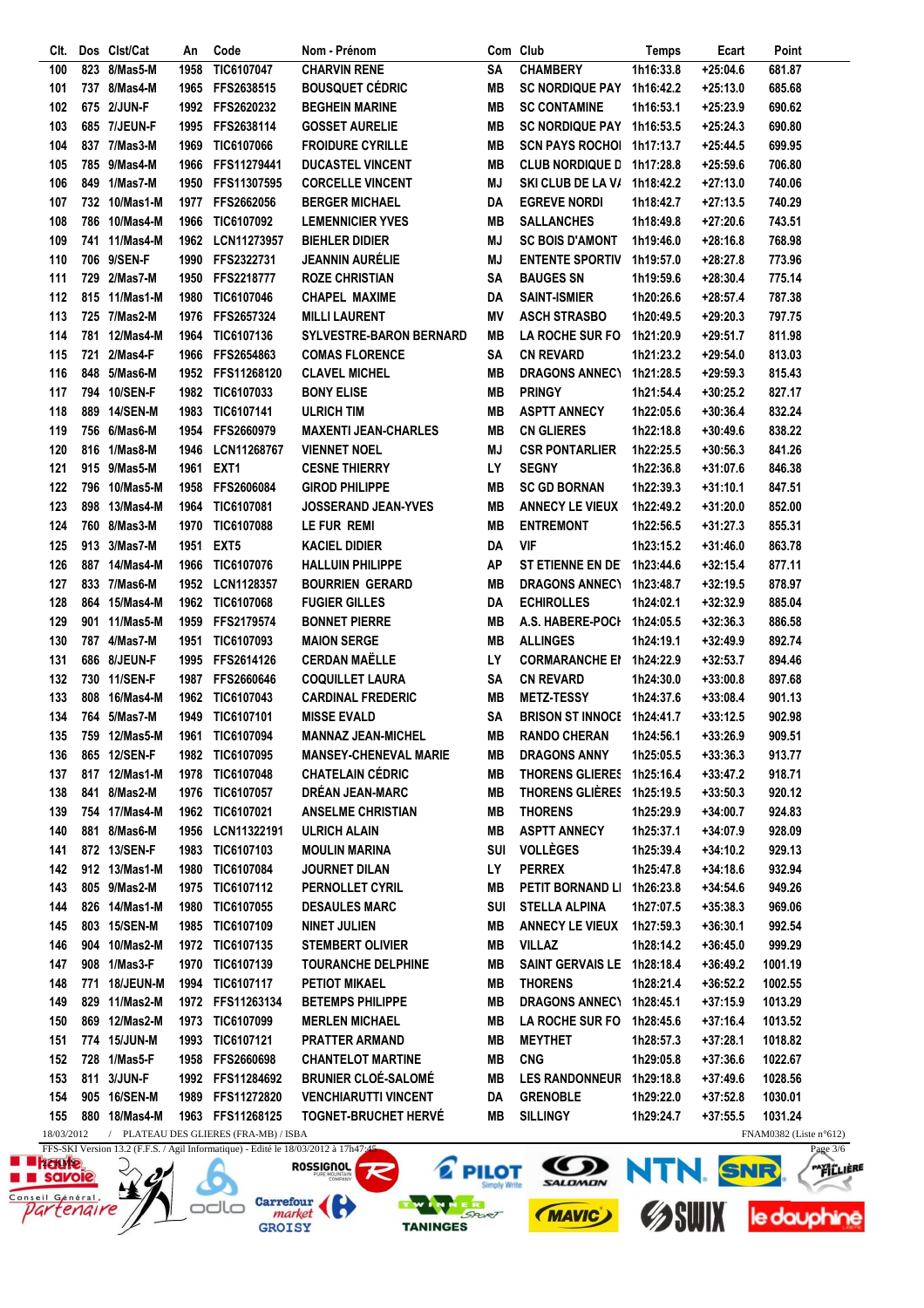| Clt. | Dos | Clst/Cat | An | Code | Nom - Prénom | Com | Club | Temps | Ecart | Point |
|---|---|---|---|---|---|---|---|---|---|---|
| 100 | 823 | 8/Mas5-M | 1958 | TIC6107047 | CHARVIN RENE | SA | CHAMBERY | 1h16:33.8 | +25:04.6 | 681.87 |
| 101 | 737 | 8/Mas4-M | 1965 | FFS2638515 | BOUSQUET CÉDRIC | MB | SC NORDIQUE PAY | 1h16:42.2 | +25:13.0 | 685.68 |
| 102 | 675 | 2/JUN-F | 1992 | FFS2620232 | BEGHEIN MARINE | MB | SC CONTAMINE | 1h16:53.1 | +25:23.9 | 690.62 |
| 103 | 685 | 7/JEUN-F | 1995 | FFS2638114 | GOSSET AURELIE | MB | SC NORDIQUE PAY | 1h16:53.5 | +25:24.3 | 690.80 |
| 104 | 837 | 7/Mas3-M | 1969 | TIC6107066 | FROIDURE CYRILLE | MB | SCN PAYS ROCHOI | 1h17:13.7 | +25:44.5 | 699.95 |
| 105 | 785 | 9/Mas4-M | 1966 | FFS11279441 | DUCASTEL VINCENT | MB | CLUB NORDIQUE D | 1h17:28.8 | +25:59.6 | 706.80 |
| 106 | 849 | 1/Mas7-M | 1950 | FFS11307595 | CORCELLE VINCENT | MJ | SKI CLUB DE LA V/ | 1h18:42.2 | +27:13.0 | 740.06 |
| 107 | 732 | 10/Mas1-M | 1977 | FFS2662056 | BERGER MICHAEL | DA | EGREVE NORDI | 1h18:42.7 | +27:13.5 | 740.29 |
| 108 | 786 | 10/Mas4-M | 1966 | TIC6107092 | LEMENNICIER YVES | MB | SALLANCHES | 1h18:49.8 | +27:20.6 | 743.51 |
| 109 | 741 | 11/Mas4-M | 1962 | LCN11273957 | BIEHLER DIDIER | MJ | SC BOIS D'AMONT | 1h19:46.0 | +28:16.8 | 768.98 |
| 110 | 706 | 9/SEN-F | 1990 | FFS2322731 | JEANNIN AURÉLIE | MJ | ENTENTE SPORTIV | 1h19:57.0 | +28:27.8 | 773.96 |
| 111 | 729 | 2/Mas7-M | 1950 | FFS2218777 | ROZE CHRISTIAN | SA | BAUGES SN | 1h19:59.6 | +28:30.4 | 775.14 |
| 112 | 815 | 11/Mas1-M | 1980 | TIC6107046 | CHAPEL MAXIME | DA | SAINT-ISMIER | 1h20:26.6 | +28:57.4 | 787.38 |
| 113 | 725 | 7/Mas2-M | 1976 | FFS2657324 | MILLI LAURENT | MV | ASCH STRASBO | 1h20:49.5 | +29:20.3 | 797.75 |
| 114 | 781 | 12/Mas4-M | 1964 | TIC6107136 | SYLVESTRE-BARON BERNARD | MB | LA ROCHE SUR FO | 1h21:20.9 | +29:51.7 | 811.98 |
| 115 | 721 | 2/Mas4-F | 1966 | FFS2654863 | COMAS FLORENCE | SA | CN REVARD | 1h21:23.2 | +29:54.0 | 813.03 |
| 116 | 848 | 5/Mas6-M | 1952 | FFS11268120 | CLAVEL MICHEL | MB | DRAGONS ANNEC\ | 1h21:28.5 | +29:59.3 | 815.43 |
| 117 | 794 | 10/SEN-F | 1982 | TIC6107033 | BONY ELISE | MB | PRINGY | 1h21:54.4 | +30:25.2 | 827.17 |
| 118 | 889 | 14/SEN-M | 1983 | TIC6107141 | ULRICH TIM | MB | ASPTT ANNECY | 1h22:05.6 | +30:36.4 | 832.24 |
| 119 | 756 | 6/Mas6-M | 1954 | FFS2660979 | MAXENTI JEAN-CHARLES | MB | CN GLIERES | 1h22:18.8 | +30:49.6 | 838.22 |
| 120 | 816 | 1/Mas8-M | 1946 | LCN11268767 | VIENNET NOEL | MJ | CSR PONTARLIER | 1h22:25.5 | +30:56.3 | 841.26 |
| 121 | 915 | 9/Mas5-M | 1961 | EXT1 | CESNE THIERRY | LY | SEGNY | 1h22:36.8 | +31:07.6 | 846.38 |
| 122 | 796 | 10/Mas5-M | 1958 | FFS2606084 | GIROD PHILIPPE | MB | SC GD BORNAN | 1h22:39.3 | +31:10.1 | 847.51 |
| 123 | 898 | 13/Mas4-M | 1964 | TIC6107081 | JOSSERAND JEAN-YVES | MB | ANNECY LE VIEUX | 1h22:49.2 | +31:20.0 | 852.00 |
| 124 | 760 | 8/Mas3-M | 1970 | TIC6107088 | LE FUR REMI | MB | ENTREMONT | 1h22:56.5 | +31:27.3 | 855.31 |
| 125 | 913 | 3/Mas7-M | 1951 | EXT5 | KACIEL DIDIER | DA | VIF | 1h23:15.2 | +31:46.0 | 863.78 |
| 126 | 887 | 14/Mas4-M | 1966 | TIC6107076 | HALLUIN PHILIPPE | AP | ST ETIENNE EN DE | 1h23:44.6 | +32:15.4 | 877.11 |
| 127 | 833 | 7/Mas6-M | 1952 | LCN1128357 | BOURRIEN GERARD | MB | DRAGONS ANNEC\ | 1h23:48.7 | +32:19.5 | 878.97 |
| 128 | 864 | 15/Mas4-M | 1962 | TIC6107068 | FUGIER GILLES | DA | ECHIROLLES | 1h24:02.1 | +32:32.9 | 885.04 |
| 129 | 901 | 11/Mas5-M | 1959 | FFS2179574 | BONNET PIERRE | MB | A.S. HABERE-POCH | 1h24:05.5 | +32:36.3 | 886.58 |
| 130 | 787 | 4/Mas7-M | 1951 | TIC6107093 | MAION SERGE | MB | ALLINGES | 1h24:19.1 | +32:49.9 | 892.74 |
| 131 | 686 | 8/JEUN-F | 1995 | FFS2614126 | CERDAN MAËLLE | LY | CORMARANCHE EI | 1h24:22.9 | +32:53.7 | 894.46 |
| 132 | 730 | 11/SEN-F | 1987 | FFS2660646 | COQUILLET LAURA | SA | CN REVARD | 1h24:30.0 | +33:00.8 | 897.68 |
| 133 | 808 | 16/Mas4-M | 1962 | TIC6107043 | CARDINAL FREDERIC | MB | METZ-TESSY | 1h24:37.6 | +33:08.4 | 901.13 |
| 134 | 764 | 5/Mas7-M | 1949 | TIC6107101 | MISSE EVALD | SA | BRISON ST INNOCE | 1h24:41.7 | +33:12.5 | 902.98 |
| 135 | 759 | 12/Mas5-M | 1961 | TIC6107094 | MANNAZ JEAN-MICHEL | MB | RANDO CHERAN | 1h24:56.1 | +33:26.9 | 909.51 |
| 136 | 865 | 12/SEN-F | 1982 | TIC6107095 | MANSEY-CHENEVAL MARIE | MB | DRAGONS ANNY | 1h25:05.5 | +33:36.3 | 913.77 |
| 137 | 817 | 12/Mas1-M | 1978 | TIC6107048 | CHATELAIN CÉDRIC | MB | THORENS GLIERES | 1h25:16.4 | +33:47.2 | 918.71 |
| 138 | 841 | 8/Mas2-M | 1976 | TIC6107057 | DRÉAN JEAN-MARC | MB | THORENS GLIÈRES | 1h25:19.5 | +33:50.3 | 920.12 |
| 139 | 754 | 17/Mas4-M | 1962 | TIC6107021 | ANSELME CHRISTIAN | MB | THORENS | 1h25:29.9 | +34:00.7 | 924.83 |
| 140 | 881 | 8/Mas6-M | 1956 | LCN11322191 | ULRICH ALAIN | MB | ASPTT ANNECY | 1h25:37.1 | +34:07.9 | 928.09 |
| 141 | 872 | 13/SEN-F | 1983 | TIC6107103 | MOULIN MARINA | SUI | VOLLÈGES | 1h25:39.4 | +34:10.2 | 929.13 |
| 142 | 912 | 13/Mas1-M | 1980 | TIC6107084 | JOURNET DILAN | LY | PERREX | 1h25:47.8 | +34:18.6 | 932.94 |
| 143 | 805 | 9/Mas2-M | 1975 | TIC6107112 | PERNOLLET CYRIL | MB | PETIT BORNAND LI | 1h26:23.8 | +34:54.6 | 949.26 |
| 144 | 826 | 14/Mas1-M | 1980 | TIC6107055 | DESAULES MARC | SUI | STELLA ALPINA | 1h27:07.5 | +35:38.3 | 969.06 |
| 145 | 803 | 15/SEN-M | 1985 | TIC6107109 | NINET JULIEN | MB | ANNECY LE VIEUX | 1h27:59.3 | +36:30.1 | 992.54 |
| 146 | 904 | 10/Mas2-M | 1972 | TIC6107135 | STEMBERT OLIVIER | MB | VILLAZ | 1h28:14.2 | +36:45.0 | 999.29 |
| 147 | 908 | 1/Mas3-F | 1970 | TIC6107139 | TOURANCHE DELPHINE | MB | SAINT GERVAIS LE | 1h28:18.4 | +36:49.2 | 1001.19 |
| 148 | 771 | 18/JEUN-M | 1994 | TIC6107117 | PETIOT MIKAEL | MB | THORENS | 1h28:21.4 | +36:52.2 | 1002.55 |
| 149 | 829 | 11/Mas2-M | 1972 | FFS11263134 | BETEMPS PHILIPPE | MB | DRAGONS ANNEC\ | 1h28:45.1 | +37:15.9 | 1013.29 |
| 150 | 869 | 12/Mas2-M | 1973 | TIC6107099 | MERLEN MICHAEL | MB | LA ROCHE SUR FO | 1h28:45.6 | +37:16.4 | 1013.52 |
| 151 | 774 | 15/JUN-M | 1993 | TIC6107121 | PRATTER ARMAND | MB | MEYTHET | 1h28:57.3 | +37:28.1 | 1018.82 |
| 152 | 728 | 1/Mas5-F | 1958 | FFS2660698 | CHANTELOT MARTINE | MB | CNG | 1h29:05.8 | +37:36.6 | 1022.67 |
| 153 | 811 | 3/JUN-F | 1992 | FFS11284692 | BRUNIER CLOÉ-SALOMÉ | MB | LES RANDONNEUR | 1h29:18.8 | +37:49.6 | 1028.56 |
| 154 | 905 | 16/SEN-M | 1989 | FFS11272820 | VENCHIARUTTI VINCENT | DA | GRENOBLE | 1h29:22.0 | +37:52.8 | 1030.01 |
| 155 | 880 | 18/Mas4-M | 1963 | FFS11268125 | TOGNET-BRUCHET HERVÉ | MB | SILLINGY | 1h29:24.7 | +37:55.5 | 1031.24 |

18/03/2012 / PLATEAU DES GLIERES (FRA-MB) / ISBA — FNAM0382 (Liste n°612)

FFS-SKI Version 13.2 (F.F.S. / Agil Informatique) - Edité le 18/03/2012 à 17h47:45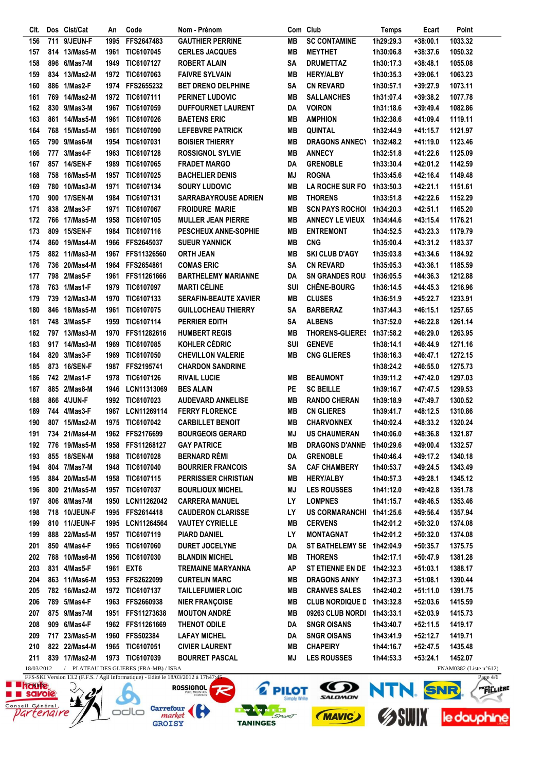| Clt. | Dos | Clst/Cat | An | Code | Nom - Prénom | Com | Club | Temps | Ecart | Point |
|---|---|---|---|---|---|---|---|---|---|---|
| 156 | 711 | 9/JEUN-F | 1995 | FFS2647483 | GAUTHIER PERRINE | MB | SC CONTAMINE | 1h29:29.3 | +38:00.1 | 1033.32 |
| 157 | 814 | 13/Mas5-M | 1961 | TIC6107045 | CERLES JACQUES | MB | MEYTHET | 1h30:06.8 | +38:37.6 | 1050.32 |
| 158 | 896 | 6/Mas7-M | 1949 | TIC6107127 | ROBERT ALAIN | SA | DRUMETTAZ | 1h30:17.3 | +38:48.1 | 1055.08 |
| 159 | 834 | 13/Mas2-M | 1972 | TIC6107063 | FAIVRE SYLVAIN | MB | HERY/ALBY | 1h30:35.3 | +39:06.1 | 1063.23 |
| 160 | 886 | 1/Mas2-F | 1974 | FFS2655232 | BET DRENO DELPHINE | SA | CN REVARD | 1h30:57.1 | +39:27.9 | 1073.11 |
| 161 | 769 | 14/Mas2-M | 1972 | TIC6107111 | PERINET LUDOVIC | MB | SALLANCHES | 1h31:07.4 | +39:38.2 | 1077.78 |
| 162 | 830 | 9/Mas3-M | 1967 | TIC6107059 | DUFFOURNET LAURENT | DA | VOIRON | 1h31:18.6 | +39:49.4 | 1082.86 |
| 163 | 861 | 14/Mas5-M | 1961 | TIC6107026 | BAETENS ERIC | MB | AMPHION | 1h32:38.6 | +41:09.4 | 1119.11 |
| 164 | 768 | 15/Mas5-M | 1961 | TIC6107090 | LEFEBVRE PATRICK | MB | QUINTAL | 1h32:44.9 | +41:15.7 | 1121.97 |
| 165 | 790 | 9/Mas6-M | 1954 | TIC6107031 | BOISIER THIERRY | MB | DRAGONS ANNEC\ | 1h32:48.2 | +41:19.0 | 1123.46 |
| 166 | 777 | 3/Mas4-F | 1963 | TIC6107128 | ROSSIGNOL SYLVIE | MB | ANNECY | 1h32:51.8 | +41:22.6 | 1125.09 |
| 167 | 857 | 14/SEN-F | 1989 | TIC6107065 | FRADET MARGO | DA | GRENOBLE | 1h33:30.4 | +42:01.2 | 1142.59 |
| 168 | 758 | 16/Mas5-M | 1957 | TIC6107025 | BACHELIER DENIS | MJ | ROGNA | 1h33:45.6 | +42:16.4 | 1149.48 |
| 169 | 780 | 10/Mas3-M | 1971 | TIC6107134 | SOURY LUDOVIC | MB | LA ROCHE SUR FO | 1h33:50.3 | +42:21.1 | 1151.61 |
| 170 | 900 | 17/SEN-M | 1984 | TIC6107131 | SARRABAYROUSE ADRIEN | MB | THORENS | 1h33:51.8 | +42:22.6 | 1152.29 |
| 171 | 838 | 2/Mas3-F | 1971 | TIC6107067 | FROIDURE MARIE | MB | SCN PAYS ROCHOI | 1h34:20.3 | +42:51.1 | 1165.20 |
| 172 | 766 | 17/Mas5-M | 1958 | TIC6107105 | MULLER JEAN PIERRE | MB | ANNECY LE VIEUX | 1h34:44.6 | +43:15.4 | 1176.21 |
| 173 | 809 | 15/SEN-F | 1984 | TIC6107116 | PESCHEUX ANNE-SOPHIE | MB | ENTREMONT | 1h34:52.5 | +43:23.3 | 1179.79 |
| 174 | 860 | 19/Mas4-M | 1966 | FFS2645037 | SUEUR YANNICK | MB | CNG | 1h35:00.4 | +43:31.2 | 1183.37 |
| 175 | 882 | 11/Mas3-M | 1967 | FFS11326560 | ORTH JEAN | MB | SKI CLUB D'AGY | 1h35:03.8 | +43:34.6 | 1184.92 |
| 176 | 736 | 20/Mas4-M | 1964 | FFS2654861 | COMAS ERIC | SA | CN REVARD | 1h35:05.3 | +43:36.1 | 1185.59 |
| 177 | 798 | 2/Mas5-F | 1961 | FFS11261666 | BARTHELEMY MARIANNE | DA | SN GRANDES ROU: | 1h36:05.5 | +44:36.3 | 1212.88 |
| 178 | 763 | 1/Mas1-F | 1979 | TIC6107097 | MARTI CÉLINE | SUI | CHÊNE-BOURG | 1h36:14.5 | +44:45.3 | 1216.96 |
| 179 | 739 | 12/Mas3-M | 1970 | TIC6107133 | SERAFIN-BEAUTE XAVIER | MB | CLUSES | 1h36:51.9 | +45:22.7 | 1233.91 |
| 180 | 846 | 18/Mas5-M | 1961 | TIC6107075 | GUILLOCHEAU THIERRY | SA | BARBERAZ | 1h37:44.3 | +46:15.1 | 1257.65 |
| 181 | 748 | 3/Mas5-F | 1959 | TIC6107114 | PERRIER EDITH | SA | ALBENS | 1h37:52.0 | +46:22.8 | 1261.14 |
| 182 | 797 | 13/Mas3-M | 1970 | FFS11282616 | HUMBERT REGIS | MB | THORENS-GLIERES | 1h37:58.2 | +46:29.0 | 1263.95 |
| 183 | 917 | 14/Mas3-M | 1969 | TIC6107085 | KOHLER CÉDRIC | SUI | GENEVE | 1h38:14.1 | +46:44.9 | 1271.16 |
| 184 | 820 | 3/Mas3-F | 1969 | TIC6107050 | CHEVILLON VALERIE | MB | CNG GLIERES | 1h38:16.3 | +46:47.1 | 1272.15 |
| 185 | 873 | 16/SEN-F | 1987 | FFS2195741 | CHARDON SANDRINE | | | 1h38:24.2 | +46:55.0 | 1275.73 |
| 186 | 742 | 2/Mas1-F | 1978 | TIC6107126 | RIVAIL LUCIE | MB | BEAUMONT | 1h39:11.2 | +47:42.0 | 1297.03 |
| 187 | 885 | 2/Mas8-M | 1946 | LCN11313069 | BES ALAIN | PE | SC BEILLE | 1h39:16.7 | +47:47.5 | 1299.53 |
| 188 | 866 | 4/JUN-F | 1992 | TIC6107023 | AUDEVARD ANNELISE | MB | RANDO CHERAN | 1h39:18.9 | +47:49.7 | 1300.52 |
| 189 | 744 | 4/Mas3-F | 1967 | LCN11269114 | FERRY FLORENCE | MB | CN GLIERES | 1h39:41.7 | +48:12.5 | 1310.86 |
| 190 | 807 | 15/Mas2-M | 1975 | TIC6107042 | CARBILLET BENOIT | MB | CHARVONNEX | 1h40:02.4 | +48:33.2 | 1320.24 |
| 191 | 734 | 21/Mas4-M | 1962 | FFS2176699 | BOURGEOIS GERARD | MJ | US CHAUMERAN | 1h40:06.0 | +48:36.8 | 1321.87 |
| 192 | 776 | 19/Mas5-M | 1958 | FFS11268127 | GAY PATRICE | MB | DRAGONS D'ANNE | 1h40:29.6 | +49:00.4 | 1332.57 |
| 193 | 855 | 18/SEN-M | 1988 | TIC6107028 | BERNARD RÉMI | DA | GRENOBLE | 1h40:46.4 | +49:17.2 | 1340.18 |
| 194 | 804 | 7/Mas7-M | 1948 | TIC6107040 | BOURRIER FRANCOIS | SA | CAF CHAMBERY | 1h40:53.7 | +49:24.5 | 1343.49 |
| 195 | 884 | 20/Mas5-M | 1958 | TIC6107115 | PERRISSIER CHRISTIAN | MB | HERY/ALBY | 1h40:57.3 | +49:28.1 | 1345.12 |
| 196 | 800 | 21/Mas5-M | 1957 | TIC6107037 | BOURLIOUX MICHEL | MJ | LES ROUSSES | 1h41:12.0 | +49:42.8 | 1351.78 |
| 197 | 806 | 8/Mas7-M | 1950 | LCN11262042 | CARRERA MANUEL | LY | LOMPNES | 1h41:15.7 | +49:46.5 | 1353.46 |
| 198 | 718 | 10/JEUN-F | 1995 | FFS2614418 | CAUDERON CLARISSE | LY | US CORMARANCHI | 1h41:25.6 | +49:56.4 | 1357.94 |
| 199 | 810 | 11/JEUN-F | 1995 | LCN11264564 | VAUTEY CYRIELLE | MB | CERVENS | 1h42:01.2 | +50:32.0 | 1374.08 |
| 199 | 888 | 22/Mas5-M | 1957 | TIC6107119 | PIARD DANIEL | LY | MONTAGNAT | 1h42:01.2 | +50:32.0 | 1374.08 |
| 201 | 850 | 4/Mas4-F | 1965 | TIC6107060 | DURET JOCELYNE | DA | ST BATHELEMY SE | 1h42:04.9 | +50:35.7 | 1375.75 |
| 202 | 788 | 10/Mas6-M | 1956 | TIC6107030 | BLANDIN MICHEL | MB | THORENS | 1h42:17.1 | +50:47.9 | 1381.28 |
| 203 | 831 | 4/Mas5-F | 1961 | EXT6 | TREMAINE MARYANNA | AP | ST ETIENNE EN DE | 1h42:32.3 | +51:03.1 | 1388.17 |
| 204 | 863 | 11/Mas6-M | 1953 | FFS2622099 | CURTELIN MARC | MB | DRAGONS ANNY | 1h42:37.3 | +51:08.1 | 1390.44 |
| 205 | 782 | 16/Mas2-M | 1972 | TIC6107137 | TAILLEFUMIER LOIC | MB | CRANVES SALES | 1h42:40.2 | +51:11.0 | 1391.75 |
| 206 | 789 | 5/Mas4-F | 1963 | FFS2660938 | NIER FRANÇOISE | MB | CLUB NORDIQUE D | 1h43:32.8 | +52:03.6 | 1415.59 |
| 207 | 875 | 9/Mas7-M | 1951 | FFS11273638 | MOUTON ANDRÉ | MB | 09263 CLUB NORDI | 1h43:33.1 | +52:03.9 | 1415.73 |
| 208 | 909 | 6/Mas4-F | 1962 | FFS11261669 | THENOT ODILE | DA | SNGR OISANS | 1h43:40.7 | +52:11.5 | 1419.17 |
| 209 | 717 | 23/Mas5-M | 1960 | FFS502384 | LAFAY MICHEL | DA | SNGR OISANS | 1h43:41.9 | +52:12.7 | 1419.71 |
| 210 | 822 | 22/Mas4-M | 1965 | TIC6107051 | CIVIER LAURENT | MB | CHAPEIRY | 1h44:16.7 | +52:47.5 | 1435.48 |
| 211 | 839 | 17/Mas2-M | 1973 | TIC6107039 | BOURRET PASCAL | MJ | LES ROUSSES | 1h44:53.3 | +53:24.1 | 1452.07 |

18/03/2012 / PLATEAU DES GLIERES (FRA-MB) / ISBA FNAM0382 (Liste n°612)

FFS-SKI Version 13.2 (F.F.S. / Agil Informatique) - Edité le 18/03/2012 à 17h47:45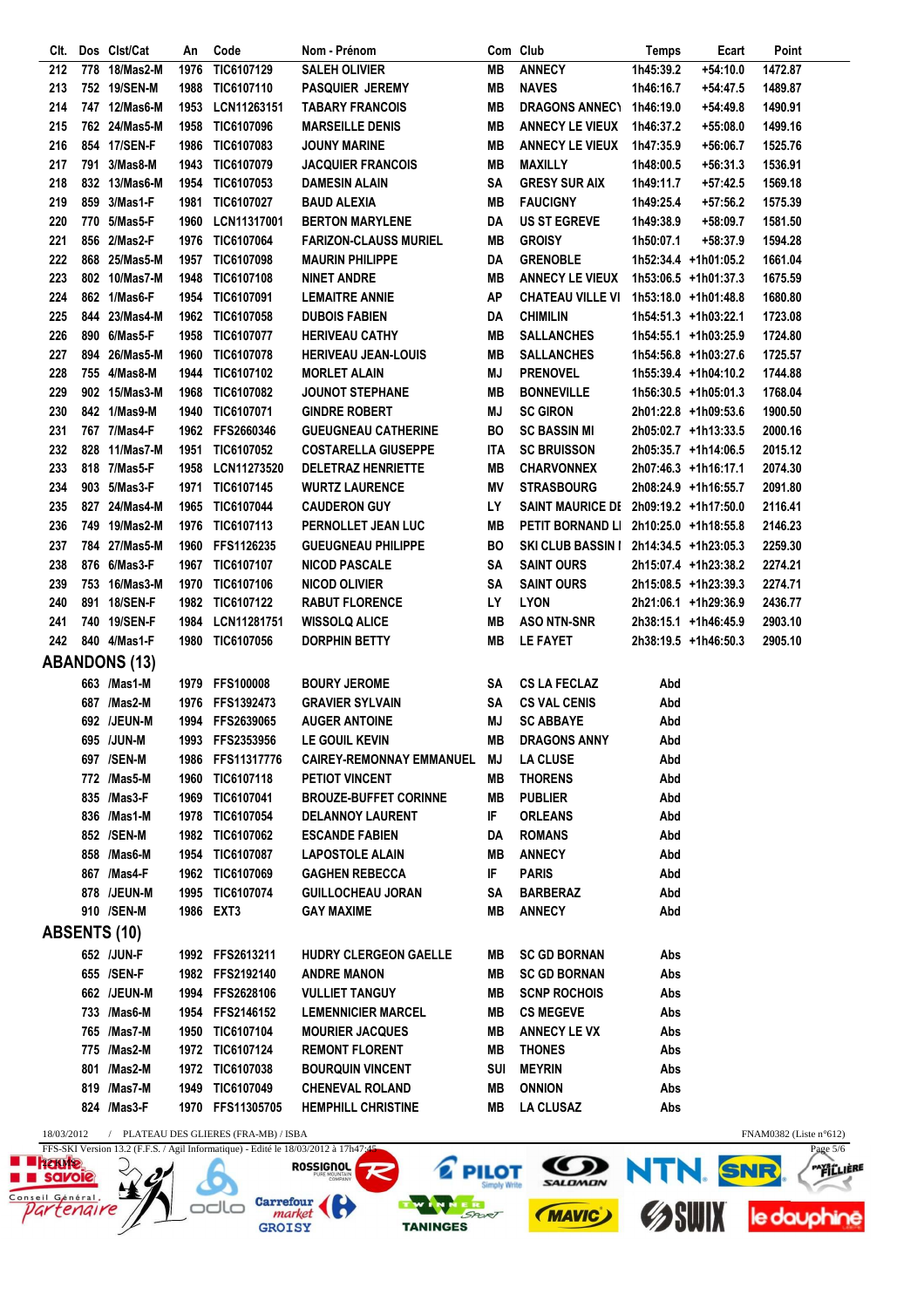| Clt. | Dos | Clst/Cat | An | Code | Nom - Prénom | Com | Club | Temps | Ecart | Point |
|---|---|---|---|---|---|---|---|---|---|---|
| 212 | 778 | 18/Mas2-M | 1976 | TIC6107129 | SALEH OLIVIER | MB | ANNECY | 1h45:39.2 | +54:10.0 | 1472.87 |
| 213 | 752 | 19/SEN-M | 1988 | TIC6107110 | PASQUIER JEREMY | MB | NAVES | 1h46:16.7 | +54:47.5 | 1489.87 |
| 214 | 747 | 12/Mas6-M | 1953 | LCN11263151 | TABARY FRANCOIS | MB | DRAGONS ANNECY | 1h46:19.0 | +54:49.8 | 1490.91 |
| 215 | 762 | 24/Mas5-M | 1958 | TIC6107096 | MARSEILLE DENIS | MB | ANNECY LE VIEUX | 1h46:37.2 | +55:08.0 | 1499.16 |
| 216 | 854 | 17/SEN-F | 1986 | TIC6107083 | JOUNY MARINE | MB | ANNECY LE VIEUX | 1h47:35.9 | +56:06.7 | 1525.76 |
| 217 | 791 | 3/Mas8-M | 1943 | TIC6107079 | JACQUIER FRANCOIS | MB | MAXILLY | 1h48:00.5 | +56:31.3 | 1536.91 |
| 218 | 832 | 13/Mas6-M | 1954 | TIC6107053 | DAMESIN ALAIN | SA | GRESY SUR AIX | 1h49:11.7 | +57:42.5 | 1569.18 |
| 219 | 859 | 3/Mas1-F | 1981 | TIC6107027 | BAUD ALEXIA | MB | FAUCIGNY | 1h49:25.4 | +57:56.2 | 1575.39 |
| 220 | 770 | 5/Mas5-F | 1960 | LCN11317001 | BERTON MARYLENE | DA | US ST EGREVE | 1h49:38.9 | +58:09.7 | 1581.50 |
| 221 | 856 | 2/Mas2-F | 1976 | TIC6107064 | FARIZON-CLAUSS MURIEL | MB | GROISY | 1h50:07.1 | +58:37.9 | 1594.28 |
| 222 | 868 | 25/Mas5-M | 1957 | TIC6107098 | MAURIN PHILIPPE | DA | GRENOBLE | 1h52:34.4 | +1h01:05.2 | 1661.04 |
| 223 | 802 | 10/Mas7-M | 1948 | TIC6107108 | NINET ANDRE | MB | ANNECY LE VIEUX | 1h53:06.5 | +1h01:37.3 | 1675.59 |
| 224 | 862 | 1/Mas6-F | 1954 | TIC6107091 | LEMAITRE ANNIE | AP | CHATEAU VILLE VI | 1h53:18.0 | +1h01:48.8 | 1680.80 |
| 225 | 844 | 23/Mas4-M | 1962 | TIC6107058 | DUBOIS FABIEN | DA | CHIMILIN | 1h54:51.3 | +1h03:22.1 | 1723.08 |
| 226 | 890 | 6/Mas5-F | 1958 | TIC6107077 | HERIVEAU CATHY | MB | SALLANCHES | 1h54:55.1 | +1h03:25.9 | 1724.80 |
| 227 | 894 | 26/Mas5-M | 1960 | TIC6107078 | HERIVEAU JEAN-LOUIS | MB | SALLANCHES | 1h54:56.8 | +1h03:27.6 | 1725.57 |
| 228 | 755 | 4/Mas8-M | 1944 | TIC6107102 | MORLET ALAIN | MJ | PRENOVEL | 1h55:39.4 | +1h04:10.2 | 1744.88 |
| 229 | 902 | 15/Mas3-M | 1968 | TIC6107082 | JOUNOT STEPHANE | MB | BONNEVILLE | 1h56:30.5 | +1h05:01.3 | 1768.04 |
| 230 | 842 | 1/Mas9-M | 1940 | TIC6107071 | GINDRE ROBERT | MJ | SC GIRON | 2h01:22.8 | +1h09:53.6 | 1900.50 |
| 231 | 767 | 7/Mas4-F | 1962 | FFS2660346 | GUEUGNEAU CATHERINE | BO | SC BASSIN MI | 2h05:02.7 | +1h13:33.5 | 2000.16 |
| 232 | 828 | 11/Mas7-M | 1951 | TIC6107052 | COSTARELLA GIUSEPPE | ITA | SC BRUISSON | 2h05:35.7 | +1h14:06.5 | 2015.12 |
| 233 | 818 | 7/Mas5-F | 1958 | LCN11273520 | DELETRAZ HENRIETTE | MB | CHARVONNEX | 2h07:46.3 | +1h16:17.1 | 2074.30 |
| 234 | 903 | 5/Mas3-F | 1971 | TIC6107145 | WURTZ LAURENCE | MV | STRASBOURG | 2h08:24.9 | +1h16:55.7 | 2091.80 |
| 235 | 827 | 24/Mas4-M | 1965 | TIC6107044 | CAUDERON GUY | LY | SAINT MAURICE DE | 2h09:19.2 | +1h17:50.0 | 2116.41 |
| 236 | 749 | 19/Mas2-M | 1976 | TIC6107113 | PERNOLLET JEAN LUC | MB | PETIT BORNAND LI | 2h10:25.0 | +1h18:55.8 | 2146.23 |
| 237 | 784 | 27/Mas5-M | 1960 | FFS1126235 | GUEUGNEAU PHILIPPE | BO | SKI CLUB BASSIN I | 2h14:34.5 | +1h23:05.3 | 2259.30 |
| 238 | 876 | 6/Mas3-F | 1967 | TIC6107107 | NICOD PASCALE | SA | SAINT OURS | 2h15:07.4 | +1h23:38.2 | 2274.21 |
| 239 | 753 | 16/Mas3-M | 1970 | TIC6107106 | NICOD OLIVIER | SA | SAINT OURS | 2h15:08.5 | +1h23:39.3 | 2274.71 |
| 240 | 891 | 18/SEN-F | 1982 | TIC6107122 | RABUT FLORENCE | LY | LYON | 2h21:06.1 | +1h29:36.9 | 2436.77 |
| 241 | 740 | 19/SEN-F | 1984 | LCN11281751 | WISSOLQ ALICE | MB | ASO NTN-SNR | 2h38:15.1 | +1h46:45.9 | 2903.10 |
| 242 | 840 | 4/Mas1-F | 1980 | TIC6107056 | DORPHIN BETTY | MB | LE FAYET | 2h38:19.5 | +1h46:50.3 | 2905.10 |

## ABANDONS (13)

| Dos | Clst/Cat | An | Code | Nom - Prénom | Com | Club | Temps |
|---|---|---|---|---|---|---|---|
| 663 | /Mas1-M | 1979 | FFS100008 | BOURY JEROME | SA | CS LA FECLAZ | Abd |
| 687 | /Mas2-M | 1976 | FFS1392473 | GRAVIER SYLVAIN | SA | CS VAL CENIS | Abd |
| 692 | /JEUN-M | 1994 | FFS2639065 | AUGER ANTOINE | MJ | SC ABBAYE | Abd |
| 695 | /JUN-M | 1993 | FFS2353956 | LE GOUIL KEVIN | MB | DRAGONS ANNY | Abd |
| 697 | /SEN-M | 1986 | FFS11317776 | CAIREY-REMONNAY EMMANUEL | MJ | LA CLUSE | Abd |
| 772 | /Mas5-M | 1960 | TIC6107118 | PETIOT VINCENT | MB | THORENS | Abd |
| 835 | /Mas3-F | 1969 | TIC6107041 | BROUZE-BUFFET CORINNE | MB | PUBLIER | Abd |
| 836 | /Mas1-M | 1978 | TIC6107054 | DELANNOY LAURENT | IF | ORLEANS | Abd |
| 852 | /SEN-M | 1982 | TIC6107062 | ESCANDE FABIEN | DA | ROMANS | Abd |
| 858 | /Mas6-M | 1954 | TIC6107087 | LAPOSTOLE ALAIN | MB | ANNECY | Abd |
| 867 | /Mas4-F | 1962 | TIC6107069 | GAGHEN REBECCA | IF | PARIS | Abd |
| 878 | /JEUN-M | 1995 | TIC6107074 | GUILLOCHEAU JORAN | SA | BARBERAZ | Abd |
| 910 | /SEN-M | 1986 | EXT3 | GAY MAXIME | MB | ANNECY | Abd |

## ABSENTS (10)

| Dos | Clst/Cat | An | Code | Nom - Prénom | Com | Club | Temps |
|---|---|---|---|---|---|---|---|
| 652 | /JUN-F | 1992 | FFS2613211 | HUDRY CLERGEON GAELLE | MB | SC GD BORNAN | Abs |
| 655 | /SEN-F | 1982 | FFS2192140 | ANDRE MANON | MB | SC GD BORNAN | Abs |
| 662 | /JEUN-M | 1994 | FFS2628106 | VULLIET TANGUY | MB | SCNP ROCHOIS | Abs |
| 733 | /Mas6-M | 1954 | FFS2146152 | LEMENNICIER MARCEL | MB | CS MEGEVE | Abs |
| 765 | /Mas7-M | 1950 | TIC6107104 | MOURIER JACQUES | MB | ANNECY LE VX | Abs |
| 775 | /Mas2-M | 1972 | TIC6107124 | REMONT FLORENT | MB | THONES | Abs |
| 801 | /Mas2-M | 1972 | TIC6107038 | BOURQUIN VINCENT | SUI | MEYRIN | Abs |
| 819 | /Mas7-M | 1949 | TIC6107049 | CHENEVAL ROLAND | MB | ONNION | Abs |
| 824 | /Mas3-F | 1970 | FFS11305705 | HEMPHILL CHRISTINE | MB | LA CLUSAZ | Abs |

18/03/2012 / PLATEAU DES GLIERES (FRA-MB) / ISBA — FNAM0382 (Liste n°612)

FFS-SKI Version 13.2 (F.F.S. / Agil Informatique) - Edité le 18/03/2012 à 17h47:45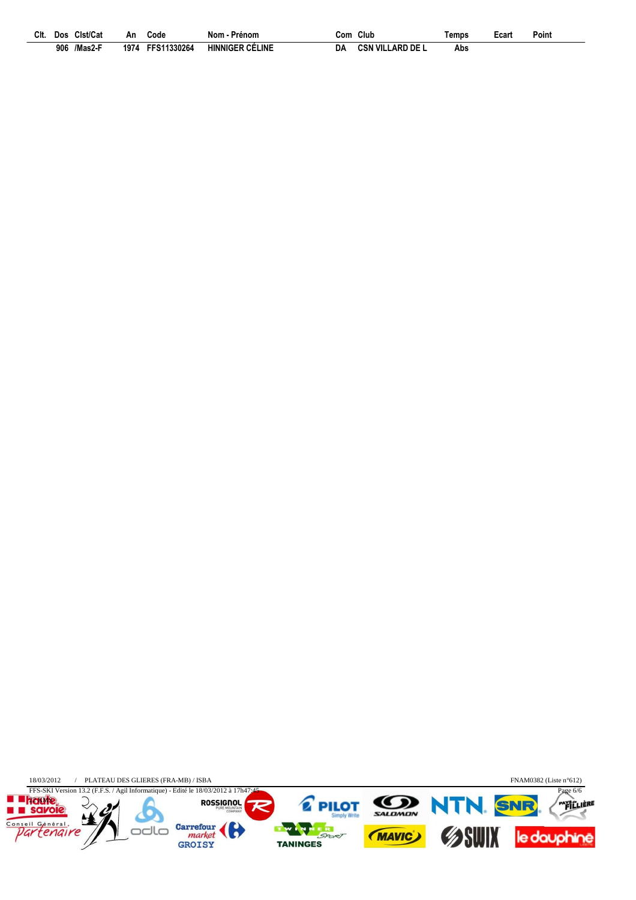| Clt. | Dos | Clst/Cat | An | Code | Nom - Prénom | Com | Club | Temps | Ecart | Point |
|---|---|---|---|---|---|---|---|---|---|---|
| | 906 | /Mas2-F | 1974 | FFS11330264 | HINNIGER CÉLINE | DA | CSN VILLARD DE L | Abs | | |